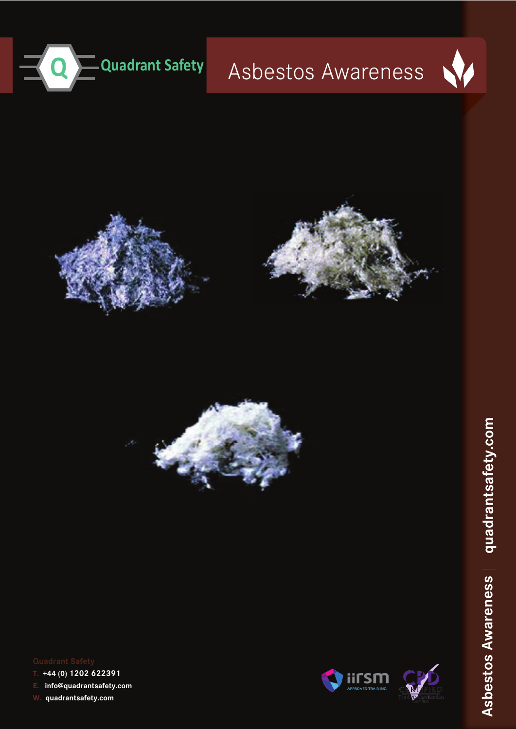Quadrant Safety

# Asbestos Awareness

Quadrant Safety

T. +44 (0) 1202 622391

E. info@quadrantsafety.com

W. quadrantsafety.com

Asbestos Awareness | quadrantsafety.com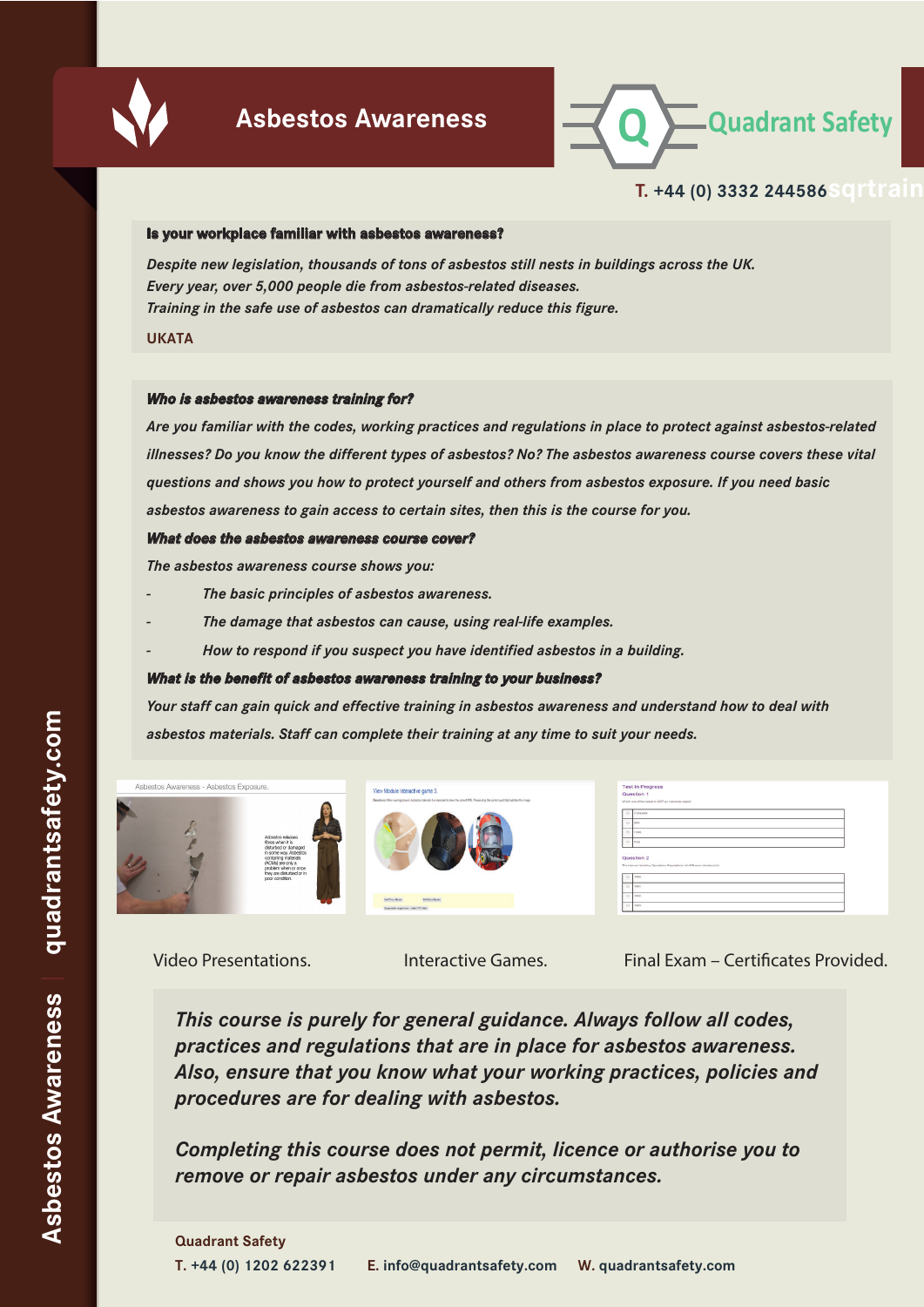# Asbestos Awareness

Quadrant Safety

T. +44 (0) 3332 244586

**Is your workplace familiar with asbestos awareness?**

*Despite new legislation, thousands of tons of asbestos still nests in buildings across the UK.*
*Every year, over 5,000 people die from asbestos-related diseases.*
*Training in the safe use of asbestos can dramatically reduce this figure.*

UKATA

***Who is asbestos awareness training for?***

*Are you familiar with the codes, working practices and regulations in place to protect against asbestos-related illnesses? Do you know the different types of asbestos? No? The asbestos awareness course covers these vital questions and shows you how to protect yourself and others from asbestos exposure. If you need basic asbestos awareness to gain access to certain sites, then this is the course for you.*

***What does the asbestos awareness course cover?***

*The asbestos awareness course shows you:*

- *The basic principles of asbestos awareness.*
- *The damage that asbestos can cause, using real-life examples.*
- *How to respond if you suspect you have identified asbestos in a building.*

***What is the benefit of asbestos awareness training to your business?***

*Your staff can gain quick and effective training in asbestos awareness and understand how to deal with asbestos materials. Staff can complete their training at any time to suit your needs.*

Video Presentations.

Interactive Games.

Final Exam – Certificates Provided.

*This course is purely for general guidance. Always follow all codes, practices and regulations that are in place for asbestos awareness. Also, ensure that you know what your working practices, policies and procedures are for dealing with asbestos.*

*Completing this course does not permit, licence or authorise you to remove or repair asbestos under any circumstances.*

Quadrant Safety
T. +44 (0) 1202 622391 E. info@quadrantsafety.com W. quadrantsafety.com